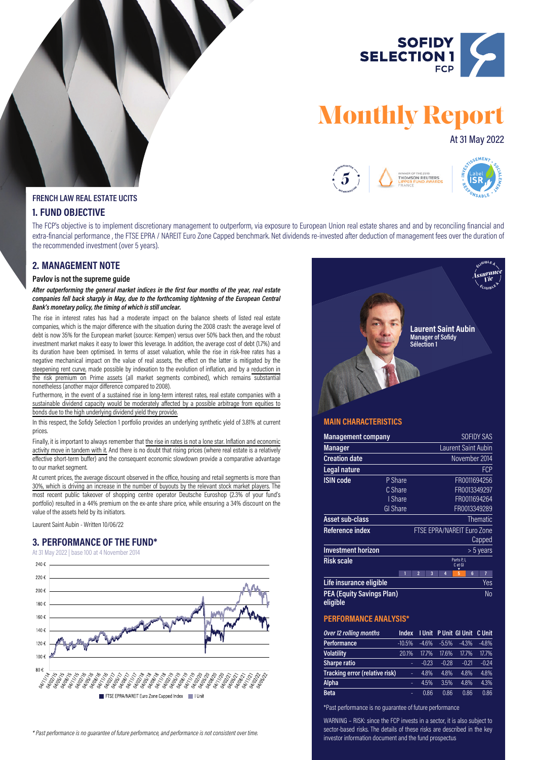# SOFIDY SELECTION 1 FCP

# Monthly Report

At 31 May 2022

**FRENCH LAW REAL ESTATE UCITS**

## 1. FUND OBJECTIVE

The FCP's objective is to implement discretionary management to outperform, via exposure to European Union real estate shares and and by reconciling financial and extra-financial performance , the FTSE EPRA / NAREIT Euro Zone Capped benchmark. Net dividends re-invested after deduction of management fees over the duration of the recommended investment (over 5 years).

## 2. MANAGEMENT NOTE

### Pavlov is not the supreme guide

***After outperforming the general market indices in the first four months of the year, real estate companies fell back sharply in May, due to the forthcoming tightening of the European Central Bank's monetary policy, the timing of which is still unclear.***

The rise in interest rates has had a moderate impact on the balance sheets of listed real estate companies, which is the major difference with the situation during the 2008 crash: the average level of debt is now 35% for the European market (source: Kempen) versus over 50% back then, and the robust investment market makes it easy to lower this leverage. In addition, the average cost of debt (1.7%) and its duration have been optimised. In terms of asset valuation, while the rise in risk-free rates has a negative mechanical impact on the value of real assets, the effect on the latter is mitigated by the steepening rent curve, made possible by indexation to the evolution of inflation, and by a reduction in the risk premium on Prime assets (all market segments combined), which remains substantial nonetheless (another major difference compared to 2008).

Furthermore, in the event of a sustained rise in long-term interest rates, real estate companies with a sustainable dividend capacity would be moderately affected by a possible arbitrage from equities to bonds due to the high underlying dividend yield they provide.

In this respect, the Sofidy Selection 1 portfolio provides an underlying synthetic yield of 3.81% at current prices.

Finally, it is important to always remember that the rise in rates is not a lone star. Inflation and economic activity move in tandem with it. And there is no doubt that rising prices (where real estate is a relatively effective short-term buffer) and the consequent economic slowdown provide a comparative advantage to our market segment.

At current prices, the average discount observed in the office, housing and retail segments is more than 30%, which is driving an increase in the number of buyouts by the relevant stock market players. The most recent public takeover of shopping centre operator Deutsche Euroshop (2.3% of your fund's portfolio) resulted in a 44% premium on the ex-ante share price, while ensuring a 34% discount on the value of the assets held by its initiators.

Laurent Saint Aubin - Written 10/06/22

## 3. PERFORMANCE OF THE FUND*

At 31 May 2022 | base 100 at 4 November 2014

FTSE EPRA/NAREIT Euro Zone Capped Index | I Unit

*\* Past performance is no guarantee of future performance, and performance is not consistent over time.*

**Laurent Saint Aubin**
**Manager of Sofidy Sélection 1**

### MAIN CHARACTERISTICS

| | | |
|---|---|---|
| **Management company** | | SOFIDY SAS |
| **Manager** | | Laurent Saint Aubin |
| **Creation date** | | November 2014 |
| **Legal nature** | | FCP |
| **ISIN code** | P Share | FR0011694256 |
| | C Share | FR0013349297 |
| | I Share | FR0011694264 |
| | GI Share | FR0013349289 |
| **Asset sub-class** | | Thematic |
| **Reference index** | | FTSE EPRA/NAREIT Euro Zone Capped |
| **Investment horizon** | | > 5 years |
| **Risk scale** | | 5 (Parts P, I, C et GI) on a scale of 1 to 7 |
| **Life insurance eligible** | | Yes |
| **PEA (Equity Savings Plan) eligible** | | No |

### PERFORMANCE ANALYSIS*

| *Over 12 rolling months* | Index | I Unit | P Unit | GI Unit | C Unit |
|---|---|---|---|---|---|
| **Performance** | -10.5% | -4.6% | -5.5% | -4.3% | -4.8% |
| **Volatility** | 20.1% | 17.7% | 17.6% | 17.7% | 17.7% |
| **Sharpe ratio** | - | -0.23 | -0.28 | -0.21 | -0.24 |
| **Tracking error (relative risk)** | - | 4.8% | 4.8% | 4.8% | 4.8% |
| **Alpha** | - | 4.5% | 3.5% | 4.8% | 4.3% |
| **Beta** | - | 0.86 | 0.86 | 0.86 | 0.86 |

\*Past performance is no guarantee of future performance

WARNING – RISK: since the FCP invests in a sector, it is also subject to sector-based risks. The details of these risks are described in the key investor information document and the fund prospectus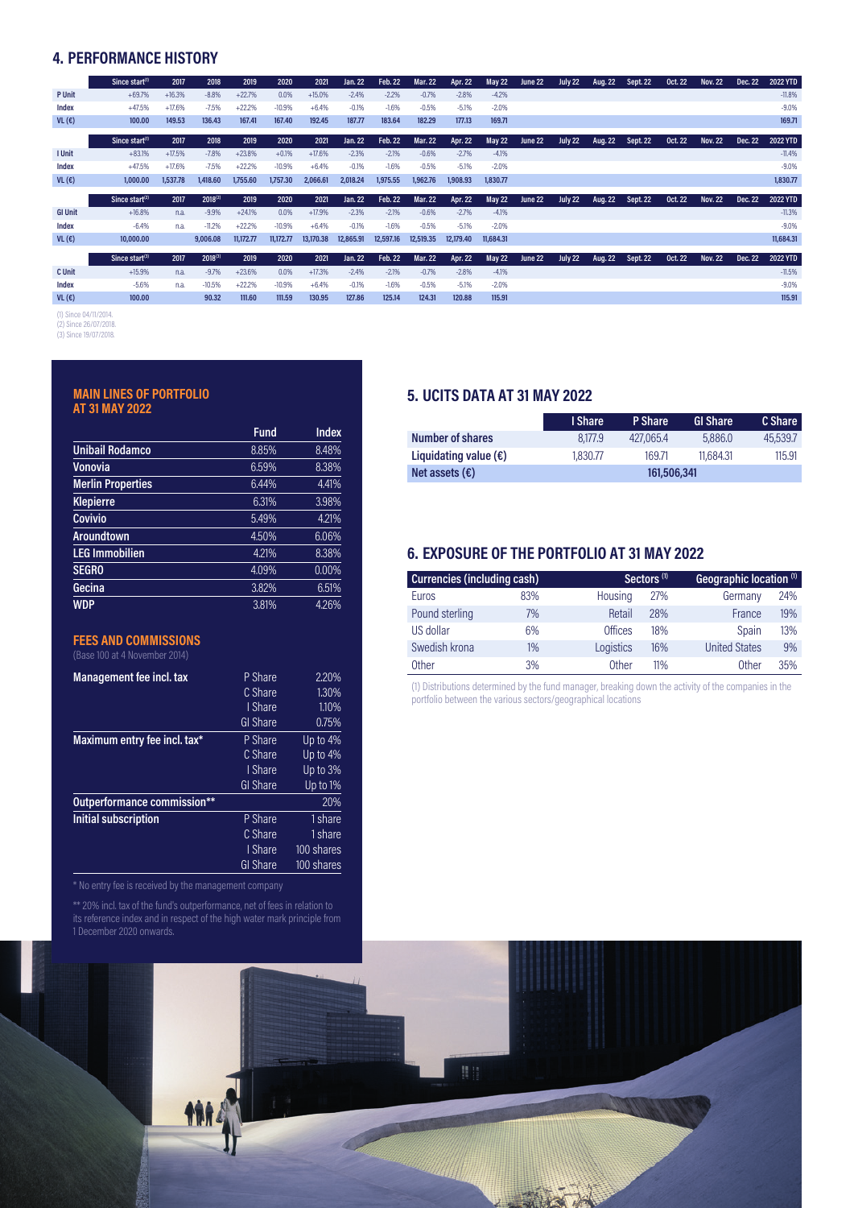## 4. PERFORMANCE HISTORY

| | Since start[1] | 2017 | 2018 | 2019 | 2020 | 2021 | Jan. 22 | Feb. 22 | Mar. 22 | Apr. 22 | May 22 | June 22 | July 22 | Aug. 22 | Sept. 22 | Oct. 22 | Nov. 22 | Dec. 22 | 2022 YTD |
|---|---|---|---|---|---|---|---|---|---|---|---|---|---|---|---|---|---|---|---|
| P Unit | +69.7% | +16.3% | -8.8% | +22.7% | 0.0% | +15.0% | -2.4% | -2.2% | -0.7% | -2.8% | -4.2% | | | | | | | | -11.8% |
| Index | +47.5% | +17.6% | -7.5% | +22.2% | -10.9% | +6.4% | -0.1% | -1.6% | -0.5% | -5.1% | -2.0% | | | | | | | | -9.0% |
| VL (€) | 100.00 | 149.53 | 136.43 | 167.41 | 167.40 | 192.45 | 187.77 | 183.64 | 182.29 | 177.13 | 169.71 | | | | | | | | 169.71 |

| | Since start[1] | 2017 | 2018 | 2019 | 2020 | 2021 | Jan. 22 | Feb. 22 | Mar. 22 | Apr. 22 | May 22 | June 22 | July 22 | Aug. 22 | Sept. 22 | Oct. 22 | Nov. 22 | Dec. 22 | 2022 YTD |
|---|---|---|---|---|---|---|---|---|---|---|---|---|---|---|---|---|---|---|---|
| I Unit | +83.1% | +17.5% | -7.8% | +23.8% | +0.1% | +17.6% | -2.3% | -2.1% | -0.6% | -2.7% | -4.1% | | | | | | | | -11.4% |
| Index | +47.5% | +17.6% | -7.5% | +22.2% | -10.9% | +6.4% | -0.1% | -1.6% | -0.5% | -5.1% | -2.0% | | | | | | | | -9.0% |
| VL (€) | 1,000.00 | 1,537.78 | 1,418.60 | 1,755.60 | 1,757.30 | 2,066.61 | 2,018.24 | 1,975.55 | 1,962.76 | 1,908.93 | 1,830.77 | | | | | | | | 1,830.77 |

| | Since start[2] | 2017 | 2018[2] | 2019 | 2020 | 2021 | Jan. 22 | Feb. 22 | Mar. 22 | Apr. 22 | May 22 | June 22 | July 22 | Aug. 22 | Sept. 22 | Oct. 22 | Nov. 22 | Dec. 22 | 2022 YTD |
|---|---|---|---|---|---|---|---|---|---|---|---|---|---|---|---|---|---|---|---|
| GI Unit | +16.8% | n.a. | -9.9% | +24.1% | 0.0% | +17.9% | -2.3% | -2.1% | -0.6% | -2.7% | -4.1% | | | | | | | | -11.3% |
| Index | -6.4% | n.a. | -11.2% | +22.2% | -10.9% | +6.4% | -0.1% | -1.6% | -0.5% | -5.1% | -2.0% | | | | | | | | -9.0% |
| VL (€) | 10,000.00 | | 9,006.08 | 11,172.77 | 11,172.77 | 13,170.38 | 12,865.91 | 12,597.16 | 12,519.35 | 12,179.40 | 11,684.31 | | | | | | | | 11,684.31 |

| | Since start[3] | 2017 | 2018[3] | 2019 | 2020 | 2021 | Jan. 22 | Feb. 22 | Mar. 22 | Apr. 22 | May 22 | June 22 | July 22 | Aug. 22 | Sept. 22 | Oct. 22 | Nov. 22 | Dec. 22 | 2022 YTD |
|---|---|---|---|---|---|---|---|---|---|---|---|---|---|---|---|---|---|---|---|
| C Unit | +15.9% | n.a. | -9.7% | +23.6% | 0.0% | +17.3% | -2.4% | -2.1% | -0.7% | -2.8% | -4.1% | | | | | | | | -11.5% |
| Index | -5.6% | n.a. | -10.5% | +22.2% | -10.9% | +6.4% | -0.1% | -1.6% | -0.5% | -5.1% | -2.0% | | | | | | | | -9.0% |
| VL (€) | 100.00 | | 90.32 | 111.60 | 111.59 | 130.95 | 127.86 | 125.14 | 124.31 | 120.88 | 115.91 | | | | | | | | 115.91 |

(1) Since 04/11/2014.
(2) Since 26/07/2018.
(3) Since 19/07/2018.

### MAIN LINES OF PORTFOLIO AT 31 MAY 2022

| | Fund | Index |
|---|---|---|
| **Unibail Rodamco** | 8.85% | 8.48% |
| **Vonovia** | 6.59% | 8.38% |
| **Merlin Properties** | 6.44% | 4.41% |
| **Klepierre** | 6.31% | 3.98% |
| **Covivio** | 5.49% | 4.21% |
| **Aroundtown** | 4.50% | 6.06% |
| **LEG Immobilien** | 4.21% | 8.38% |
| **SEGRO** | 4.09% | 0.00% |
| **Gecina** | 3.82% | 6.51% |
| **WDP** | 3.81% | 4.26% |

### FEES AND COMMISSIONS

(Base 100 at 4 November 2014)

| | | |
|---|---|---|
| **Management fee incl. tax** | P Share | 2.20% |
| | C Share | 1.30% |
| | I Share | 1.10% |
| | GI Share | 0.75% |
| **Maximum entry fee incl. tax*** | P Share | Up to 4% |
| | C Share | Up to 4% |
| | I Share | Up to 3% |
| | GI Share | Up to 1% |
| **Outperformance commission**** | | 20% |
| **Initial subscription** | P Share | 1 share |
| | C Share | 1 share |
| | I Share | 100 shares |
| | GI Share | 100 shares |

* No entry fee is received by the management company

** 20% incl. tax of the fund's outperformance, net of fees in relation to its reference index and in respect of the high water mark principle from 1 December 2020 onwards.

## 5. UCITS DATA AT 31 MAY 2022

| | I Share | P Share | GI Share | C Share |
|---|---|---|---|---|
| **Number of shares** | 8,177.9 | 427,065.4 | 5,886.0 | 45,539.7 |
| **Liquidating value (€)** | 1,830.77 | 169.71 | 11,684.31 | 115.91 |
| **Net assets (€)** | | 161,506,341 | | |

## 6. EXPOSURE OF THE PORTFOLIO AT 31 MAY 2022

| Currencies (including cash) | | Sectors [1] | | Geographic location [1] | |
|---|---|---|---|---|---|
| Euros | 83% | Housing | 27% | Germany | 24% |
| Pound sterling | 7% | Retail | 28% | France | 19% |
| US dollar | 6% | Offices | 18% | Spain | 13% |
| Swedish krona | 1% | Logistics | 16% | United States | 9% |
| Other | 3% | Other | 11% | Other | 35% |

(1) Distributions determined by the fund manager, breaking down the activity of the companies in the portfolio between the various sectors/geographical locations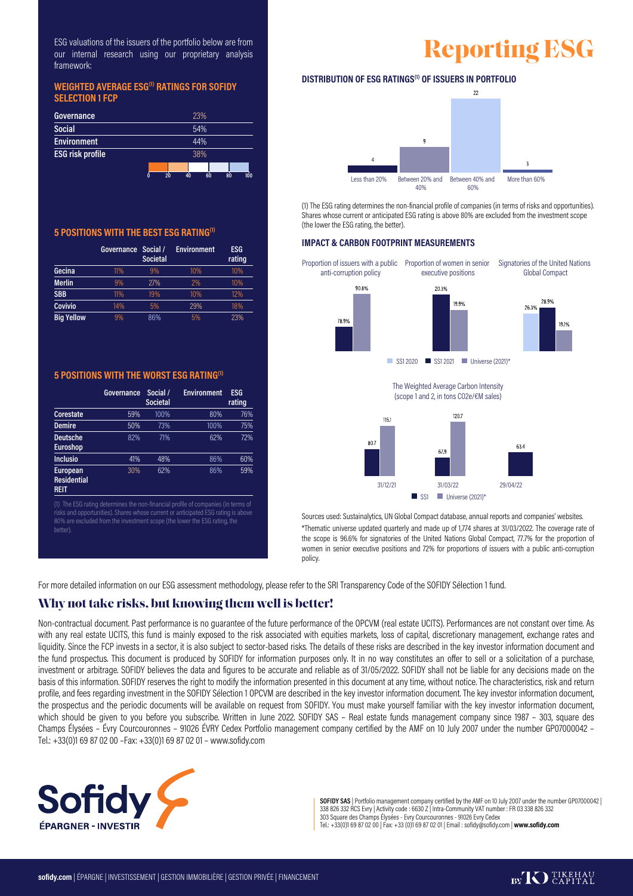# Reporting ESG

ESG valuations of the issuers of the portfolio below are from our internal research using our proprietary analysis framework:

### WEIGHTED AVERAGE ESG[1] RATINGS FOR SOFIDY SELECTION 1 FCP

| | |
|---|---|
| Governance | 23% |
| Social | 54% |
| Environment | 44% |
| ESG risk profile | 38% |

0 20 40 60 80 100

### 5 POSITIONS WITH THE BEST ESG RATING[1]

| | Governance | Social / Societal | Environment | ESG rating |
|---|---|---|---|---|
| Gecina | 11% | 9% | 10% | 10% |
| Merlin | 9% | 27% | 2% | 10% |
| SBB | 11% | 19% | 10% | 12% |
| Covivio | 14% | 5% | 29% | 18% |
| Big Yellow | 9% | 86% | 5% | 23% |

### 5 POSITIONS WITH THE WORST ESG RATING[1]

| | Governance | Social / Societal | Environment | ESG rating |
|---|---|---|---|---|
| Corestate | 59% | 100% | 80% | 76% |
| Demire | 50% | 73% | 100% | 75% |
| Deutsche Euroshop | 82% | 71% | 62% | 72% |
| Inclusio | 41% | 48% | 86% | 60% |
| European Residential REIT | 30% | 62% | 86% | 59% |

(1) The ESG rating determines the non-financial profile of companies (in terms of risks and opportunities). Shares whose current or anticipated ESG rating is above 80% are excluded from the investment scope (the lower the ESG rating, the better).

### DISTRIBUTION OF ESG RATINGS[1] OF ISSUERS IN PORTFOLIO

| Less than 20% | Between 20% and 40% | Between 40% and 60% | More than 60% |
|---|---|---|---|
| 4 | 9 | 22 | 3 |

(1) The ESG rating determines the non-financial profile of companies (in terms of risks and opportunities). Shares whose current or anticipated ESG rating is above 80% are excluded from the investment scope (the lower the ESG rating, the better).

### IMPACT & CARBON FOOTPRINT MEASUREMENTS

| | SS1 2020 | SS1 2021 | Universe (2021)* |
|---|---|---|---|
| Proportion of issuers with a public anti-corruption policy | | 78.9% | 90.8% |
| Proportion of women in senior executive positions | | 20.3% | 19.9% |
| Signatories of the United Nations Global Compact | 26.3% | 28.9% | 19.1% |

The Weighted Average Carbon Intensity (scope 1 and 2, in tons CO2e/€M sales)

| | SS1 | Universe (2021)* |
|---|---|---|
| 31/12/21 | 80.7 | 115.1 |
| 31/03/22 | 67.9 | 120.7 |
| 29/04/22 | 63.4 | |

Sources used: Sustainalytics, UN Global Compact database, annual reports and companies' websites.

*Thematic universe updated quarterly and made up of 1,774 shares at 31/03/2022. The coverage rate of the scope is 96.6% for signatories of the United Nations Global Compact, 77.7% for the proportion of women in senior executive positions and 72% for proportions of issuers with a public anti-corruption policy.

For more detailed information on our ESG assessment methodology, please refer to the SRI Transparency Code of the SOFIDY Sélection 1 fund.

## Why not take risks, but knowing them well is better!

Non-contractual document. Past performance is no guarantee of the future performance of the OPCVM (real estate UCITS). Performances are not constant over time. As with any real estate UCITS, this fund is mainly exposed to the risk associated with equities markets, loss of capital, discretionary management, exchange rates and liquidity. Since the FCP invests in a sector, it is also subject to sector-based risks. The details of these risks are described in the key investor information document and the fund prospectus. This document is produced by SOFIDY for information purposes only. It in no way constitutes an offer to sell or a solicitation of a purchase, investment or arbitrage. SOFIDY believes the data and figures to be accurate and reliable as of 31/05/2022. SOFIDY shall not be liable for any decisions made on the basis of this information. SOFIDY reserves the right to modify the information presented in this document at any time, without notice. The characteristics, risk and return profile, and fees regarding investment in the SOFIDY Sélection 1 OPCVM are described in the key investor information document. The key investor information document, the prospectus and the periodic documents will be available on request from SOFIDY. You must make yourself familiar with the key investor information document, which should be given to you before you subscribe. Written in June 2022. SOFIDY SAS – Real estate funds management company since 1987 – 303, square des Champs Élysées – Évry Courcouronnes – 91026 ÉVRY Cedex Portfolio management company certified by the AMF on 10 July 2007 under the number GP07000042 – Tel.: +33(0)1 69 87 02 00 –Fax: +33(0)1 69 87 02 01 – www.sofidy.com

Sofidy ÉPARGNER - INVESTIR

**SOFIDY SAS** | Portfolio management company certified by the AMF on 10 July 2007 under the number GP07000042 | 338 826 332 RCS Evry | Activity code : 6630 Z | Intra-Community VAT number : FR 03 338 826 332
303 Square des Champs Élysées - Evry Courcouronnes - 91026 Evry Cedex
Tel.: +33(0)1 69 87 02 00 | Fax: +33 (0)1 69 87 02 01 | Email : sofidy@sofidy.com | **www.sofidy.com**

**sofidy.com** | ÉPARGNE | INVESTISSEMENT | GESTION IMMOBILIÈRE | GESTION PRIVÉE | FINANCEMENT

BY TIKEHAU CAPITAL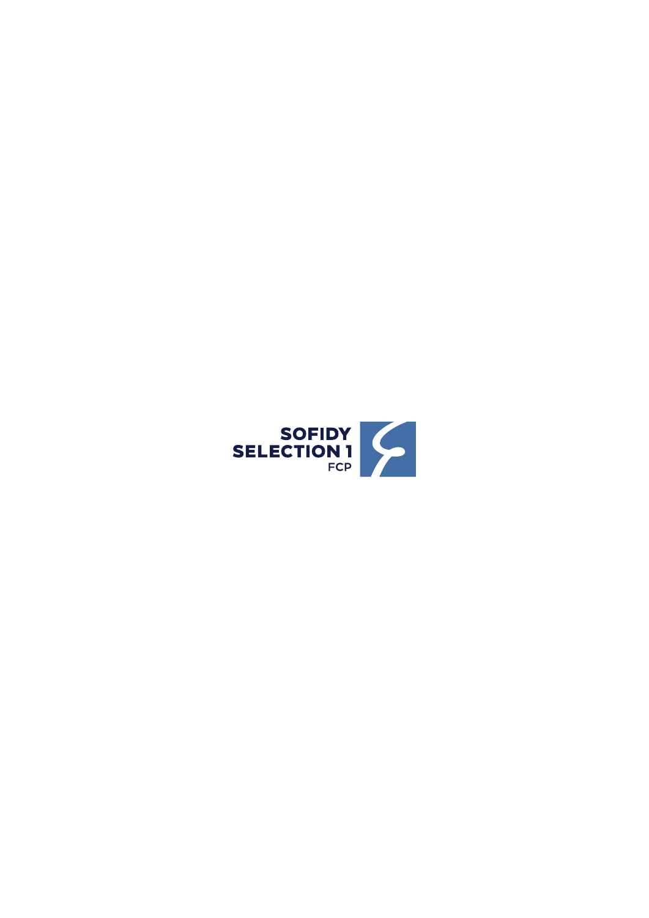SOFIDY
SELECTION 1
FCP